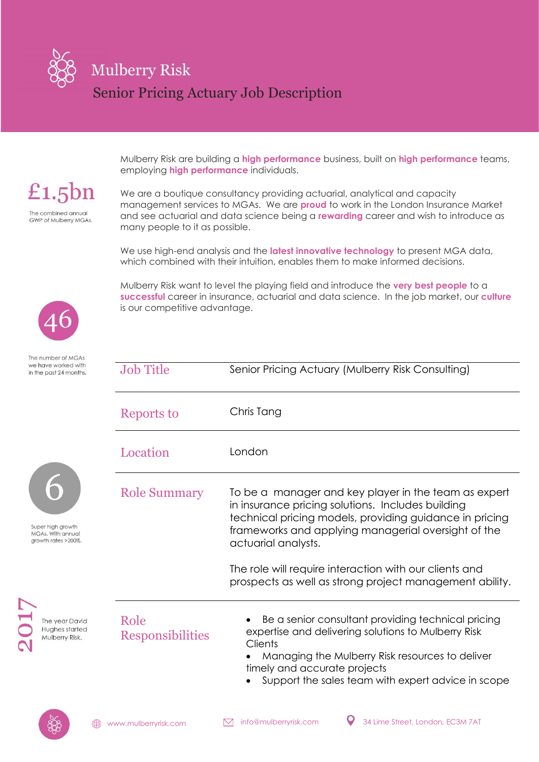# Mulberry Risk

## Senior Pricing Actuary Job Description

Mulberry Risk are building a **high performance** business, built on **high performance** teams, employing **high performance** individuals.

We are a boutique consultancy providing actuarial, analytical and capacity management services to MGAs. We are **proud** to work in the London Insurance Market and see actuarial and data science being a **rewarding** career and wish to introduce as many people to it as possible.

We use high-end analysis and the **latest innovative technology** to present MGA data, which combined with their intuition, enables them to make informed decisions.

Mulberry Risk want to level the playing field and introduce the **very best people** to a **successful** career in insurance, actuarial and data science. In the job market, our **culture** is our competitive advantage.

**£1.5bn**
The combined annual GWP of Mulberry MGAs.

**46**
The number of MGAs we have worked with in the past 24 months.

**6**
Super high growth MGAs. With annual growth rates >200%.

**2017**
The year David Hughes started Mulberry Risk.

| | |
|---|---|
| Job Title | Senior Pricing Actuary (Mulberry Risk Consulting) |
| Reports to | Chris Tang |
| Location | London |
| Role Summary | To be a manager and key player in the team as expert in insurance pricing solutions. Includes building technical pricing models, providing guidance in pricing frameworks and applying managerial oversight of the actuarial analysts.<br><br>The role will require interaction with our clients and prospects as well as strong project management ability. |
| Role Responsibilities | • Be a senior consultant providing technical pricing expertise and delivering solutions to Mulberry Risk Clients<br>• Managing the Mulberry Risk resources to deliver timely and accurate projects<br>• Support the sales team with expert advice in scope |

www.mulberryrisk.com | info@mulberryrisk.com | 34 Lime Street, London, EC3M 7AT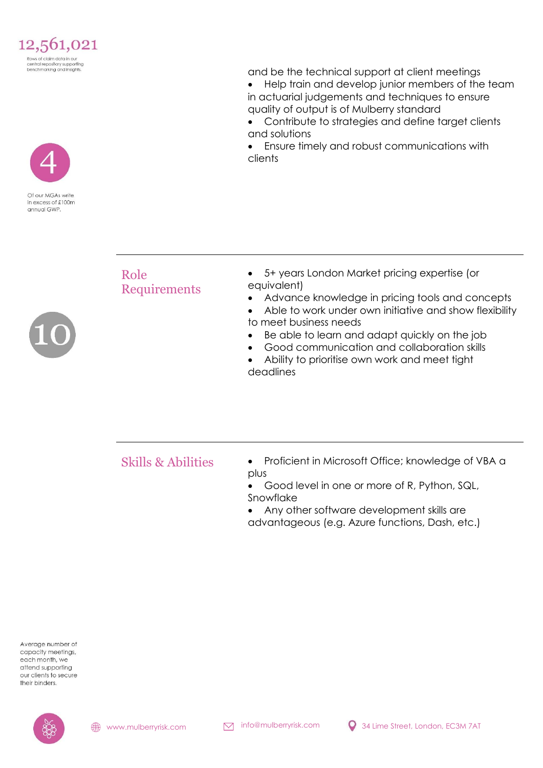12,561,021

Rows of claim data in our central repository supporting benchmarking and insights.

and be the technical support at client meetings

- Help train and develop junior members of the team in actuarial judgements and techniques to ensure quality of output is of Mulberry standard
- Contribute to strategies and define target clients and solutions
- Ensure timely and robust communications with clients

4

Of our MGAs write in excess of £100m annual GWP.

## Role Requirements

- 5+ years London Market pricing expertise (or equivalent)
- Advance knowledge in pricing tools and concepts
- Able to work under own initiative and show flexibility to meet business needs
- Be able to learn and adapt quickly on the job
- Good communication and collaboration skills
- Ability to prioritise own work and meet tight deadlines

10

Average number of capacity meetings, each month, we attend supporting our clients to secure their binders.

## Skills & Abilities

- Proficient in Microsoft Office; knowledge of VBA a plus
- Good level in one or more of R, Python, SQL, Snowflake
- Any other software development skills are advantageous (e.g. Azure functions, Dash, etc.)

www.mulberryrisk.com info@mulberryrisk.com 34 Lime Street, London, EC3M 7AT